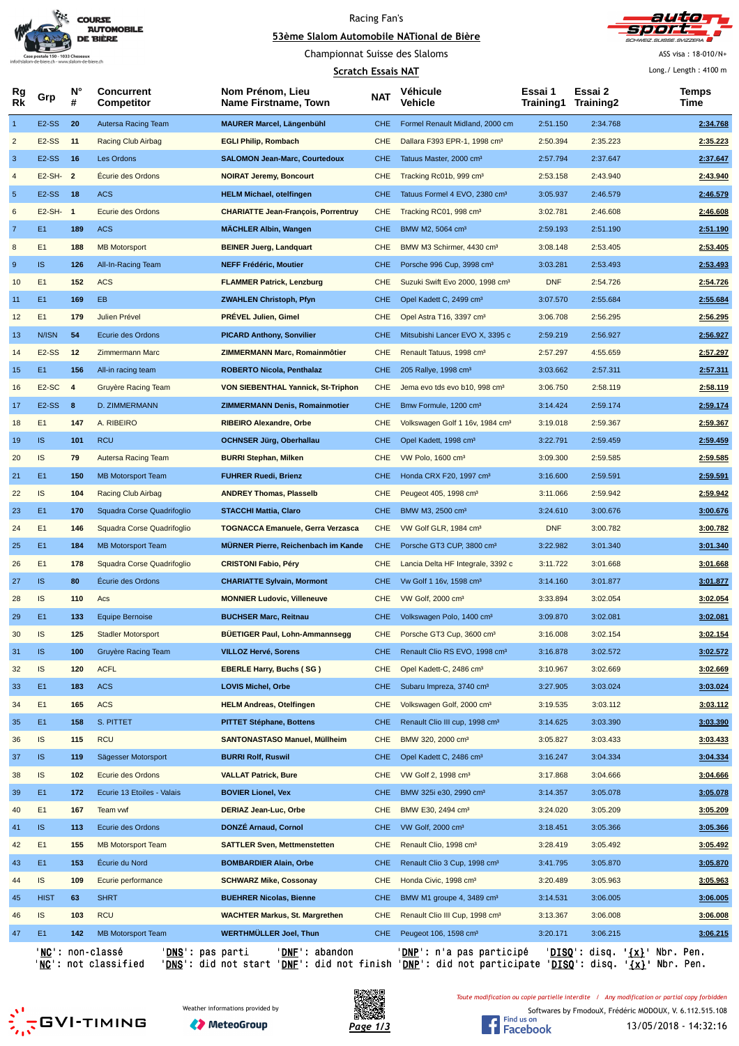Racing Fan's

# 53ème Slalom Automobile NATional de Bière

Championnat Suisse des Slaloms

## Scratch Essais NAT

COURSE AUTOMOBILE DE BIÈRE
Case postale 150 - 1033 Cheseaux
info@slalom-de-biere.ch - www.slalom-de-biere.ch

ASS visa : 18-010/N+

Long./ Length : 4100 m

| Rg Rk | Grp | N° # | Concurrent Competitor | Nom Prénom, Lieu Name Firstname, Town | NAT | Véhicule Vehicle | Essai 1 Training1 | Essai 2 Training2 | Temps Time |
|---|---|---|---|---|---|---|---|---|---|
| 1 | E2-SS | 20 | Autersa Racing Team | MAURER Marcel, Längenbühl | CHE | Formel Renault Midland, 2000 cm | 2:51.150 | 2:34.768 | 2:34.768 |
| 2 | E2-SS | 11 | Racing Club Airbag | EGLI Philip, Rombach | CHE | Dallara F393 EPR-1, 1998 cm³ | 2:50.394 | 2:35.223 | 2:35.223 |
| 3 | E2-SS | 16 | Les Ordons | SALOMON Jean-Marc, Courtedoux | CHE | Tatuus Master, 2000 cm³ | 2:57.794 | 2:37.647 | 2:37.647 |
| 4 | E2-SH- | 2 | Écurie des Ordons | NOIRAT Jeremy, Boncourt | CHE | Tracking Rc01b, 999 cm³ | 2:53.158 | 2:43.940 | 2:43.940 |
| 5 | E2-SS | 18 | ACS | HELM Michael, otelfingen | CHE | Tatuus Formel 4 EVO, 2380 cm³ | 3:05.937 | 2:46.579 | 2:46.579 |
| 6 | E2-SH- | 1 | Ecurie des Ordons | CHARIATTE Jean-François, Porrentruy | CHE | Tracking RC01, 998 cm³ | 3:02.781 | 2:46.608 | 2:46.608 |
| 7 | E1 | 189 | ACS | MÄCHLER Albin, Wangen | CHE | BMW M2, 5064 cm³ | 2:59.193 | 2:51.190 | 2:51.190 |
| 8 | E1 | 188 | MB Motorsport | BEINER Juerg, Landquart | CHE | BMW M3 Schirmer, 4430 cm³ | 3:08.148 | 2:53.405 | 2:53.405 |
| 9 | IS | 126 | All-In-Racing Team | NEFF Frédéric, Moutier | CHE | Porsche 996 Cup, 3998 cm³ | 3:03.281 | 2:53.493 | 2:53.493 |
| 10 | E1 | 152 | ACS | FLAMMER Patrick, Lenzburg | CHE | Suzuki Swift Evo 2000, 1998 cm³ | DNF | 2:54.726 | 2:54.726 |
| 11 | E1 | 169 | EB | ZWAHLEN Christoph, Pfyn | CHE | Opel Kadett C, 2499 cm³ | 3:07.570 | 2:55.684 | 2:55.684 |
| 12 | E1 | 179 | Julien Prével | PRÉVEL Julien, Gimel | CHE | Opel Astra T16, 3397 cm³ | 3:06.708 | 2:56.295 | 2:56.295 |
| 13 | N/ISN | 54 | Ecurie des Ordons | PICARD Anthony, Sonvilier | CHE | Mitsubishi Lancer EVO X, 3395 c | 2:59.219 | 2:56.927 | 2:56.927 |
| 14 | E2-SS | 12 | Zimmermann Marc | ZIMMERMANN Marc, Romainmôtier | CHE | Renault Tatuus, 1998 cm³ | 2:57.297 | 4:55.659 | 2:57.297 |
| 15 | E1 | 156 | All-in racing team | ROBERTO Nicola, Penthalaz | CHE | 205 Rallye, 1998 cm³ | 3:03.662 | 2:57.311 | 2:57.311 |
| 16 | E2-SC | 4 | Gruyère Racing Team | VON SIEBENTHAL Yannick, St-Triphon | CHE | Jema evo tds evo b10, 998 cm³ | 3:06.750 | 2:58.119 | 2:58.119 |
| 17 | E2-SS | 8 | D. ZIMMERMANN | ZIMMERMANN Denis, Romainmotier | CHE | Bmw Formule, 1200 cm³ | 3:14.424 | 2:59.174 | 2:59.174 |
| 18 | E1 | 147 | A. RIBEIRO | RIBEIRO Alexandre, Orbe | CHE | Volkswagen Golf 1 16v, 1984 cm³ | 3:19.018 | 2:59.367 | 2:59.367 |
| 19 | IS | 101 | RCU | OCHSNER Jürg, Oberhallau | CHE | Opel Kadett, 1998 cm³ | 3:22.791 | 2:59.459 | 2:59.459 |
| 20 | IS | 79 | Autersa Racing Team | BURRI Stephan, Milken | CHE | VW Polo, 1600 cm³ | 3:09.300 | 2:59.585 | 2:59.585 |
| 21 | E1 | 150 | MB Motorsport Team | FUHRER Ruedi, Brienz | CHE | Honda CRX F20, 1997 cm³ | 3:16.600 | 2:59.591 | 2:59.591 |
| 22 | IS | 104 | Racing Club Airbag | ANDREY Thomas, Plasselb | CHE | Peugeot 405, 1998 cm³ | 3:11.066 | 2:59.942 | 2:59.942 |
| 23 | E1 | 170 | Squadra Corse Quadrifoglio | STACCHI Mattia, Claro | CHE | BMW M3, 2500 cm³ | 3:24.610 | 3:00.676 | 3:00.676 |
| 24 | E1 | 146 | Squadra Corse Quadrifoglio | TOGNACCA Emanuele, Gerra Verzasca | CHE | VW Golf GLR, 1984 cm³ | DNF | 3:00.782 | 3:00.782 |
| 25 | E1 | 184 | MB Motorsport Team | MÜRNER Pierre, Reichenbach im Kande | CHE | Porsche GT3 CUP, 3800 cm³ | 3:22.982 | 3:01.340 | 3:01.340 |
| 26 | E1 | 178 | Squadra Corse Quadrifoglio | CRISTONI Fabio, Péry | CHE | Lancia Delta HF Integrale, 3392 c | 3:11.722 | 3:01.668 | 3:01.668 |
| 27 | IS | 80 | Écurie des Ordons | CHARIATTE Sylvain, Mormont | CHE | Vw Golf 1 16v, 1598 cm³ | 3:14.160 | 3:01.877 | 3:01.877 |
| 28 | IS | 110 | Acs | MONNIER Ludovic, Villeneuve | CHE | VW Golf, 2000 cm³ | 3:33.894 | 3:02.054 | 3:02.054 |
| 29 | E1 | 133 | Equipe Bernoise | BUCHSER Marc, Reitnau | CHE | Volkswagen Polo, 1400 cm³ | 3:09.870 | 3:02.081 | 3:02.081 |
| 30 | IS | 125 | Stadler Motorsport | BÜETIGER Paul, Lohn-Ammannsegg | CHE | Porsche GT3 Cup, 3600 cm³ | 3:16.008 | 3:02.154 | 3:02.154 |
| 31 | IS | 100 | Gruyère Racing Team | VILLOZ Hervé, Sorens | CHE | Renault Clio RS EVO, 1998 cm³ | 3:16.878 | 3:02.572 | 3:02.572 |
| 32 | IS | 120 | ACFL | EBERLE Harry, Buchs ( SG ) | CHE | Opel Kadett-C, 2486 cm³ | 3:10.967 | 3:02.669 | 3:02.669 |
| 33 | E1 | 183 | ACS | LOVIS Michel, Orbe | CHE | Subaru Impreza, 3740 cm³ | 3:27.905 | 3:03.024 | 3:03.024 |
| 34 | E1 | 165 | ACS | HELM Andreas, Otelfingen | CHE | Volkswagen Golf, 2000 cm³ | 3:19.535 | 3:03.112 | 3:03.112 |
| 35 | E1 | 158 | S. PITTET | PITTET Stéphane, Bottens | CHE | Renault Clio III cup, 1998 cm³ | 3:14.625 | 3:03.390 | 3:03.390 |
| 36 | IS | 115 | RCU | SANTONASTASO Manuel, Müllheim | CHE | BMW 320, 2000 cm³ | 3:05.827 | 3:03.433 | 3:03.433 |
| 37 | IS | 119 | Sägesser Motorsport | BURRI Rolf, Ruswil | CHE | Opel Kadett C, 2486 cm³ | 3:16.247 | 3:04.334 | 3:04.334 |
| 38 | IS | 102 | Ecurie des Ordons | VALLAT Patrick, Bure | CHE | VW Golf 2, 1998 cm³ | 3:17.868 | 3:04.666 | 3:04.666 |
| 39 | E1 | 172 | Ecurie 13 Etoiles - Valais | BOVIER Lionel, Vex | CHE | BMW 325i e30, 2990 cm³ | 3:14.357 | 3:05.078 | 3:05.078 |
| 40 | E1 | 167 | Team vwf | DERIAZ Jean-Luc, Orbe | CHE | BMW E30, 2494 cm³ | 3:24.020 | 3:05.209 | 3:05.209 |
| 41 | IS | 113 | Ecurie des Ordons | DONZÉ Arnaud, Cornol | CHE | VW Golf, 2000 cm³ | 3:18.451 | 3:05.366 | 3:05.366 |
| 42 | E1 | 155 | MB Motorsport Team | SATTLER Sven, Mettmenstetten | CHE | Renault Clio, 1998 cm³ | 3:28.419 | 3:05.492 | 3:05.492 |
| 43 | E1 | 153 | Écurie du Nord | BOMBARDIER Alain, Orbe | CHE | Renault Clio 3 Cup, 1998 cm³ | 3:41.795 | 3:05.870 | 3:05.870 |
| 44 | IS | 109 | Ecurie performance | SCHWARZ Mike, Cossonay | CHE | Honda Civic, 1998 cm³ | 3:20.489 | 3:05.963 | 3:05.963 |
| 45 | HIST | 63 | SHRT | BUEHRER Nicolas, Bienne | CHE | BMW M1 groupe 4, 3489 cm³ | 3:14.531 | 3:06.005 | 3:06.005 |
| 46 | IS | 103 | RCU | WACHTER Markus, St. Margrethen | CHE | Renault Clio III Cup, 1998 cm³ | 3:13.367 | 3:06.008 | 3:06.008 |
| 47 | E1 | 142 | MB Motorsport Team | WERTHMÜLLER Joel, Thun | CHE | Peugeot 106, 1598 cm³ | 3:20.171 | 3:06.215 | 3:06.215 |

'NC': non-classé 'DNS': pas parti 'DNF': abandon 'DNP': n'a pas participé 'DISQ': disq. '{x}' Nbr. Pen.
'NC': not classified 'DNS': did not start 'DNF': did not finish 'DNP': did not participate 'DISQ': disq. '{x}' Nbr. Pen.

GVI-TIMING

Weather informations provided by MeteoGroup

Toute modification ou copie partielle interdite / Any modification or partial copy forbidden

Softwares by FmodouX, Frédéric MODOUX, V. 6.112.515.108

Find us on Facebook

13/05/2018 - 14:32:16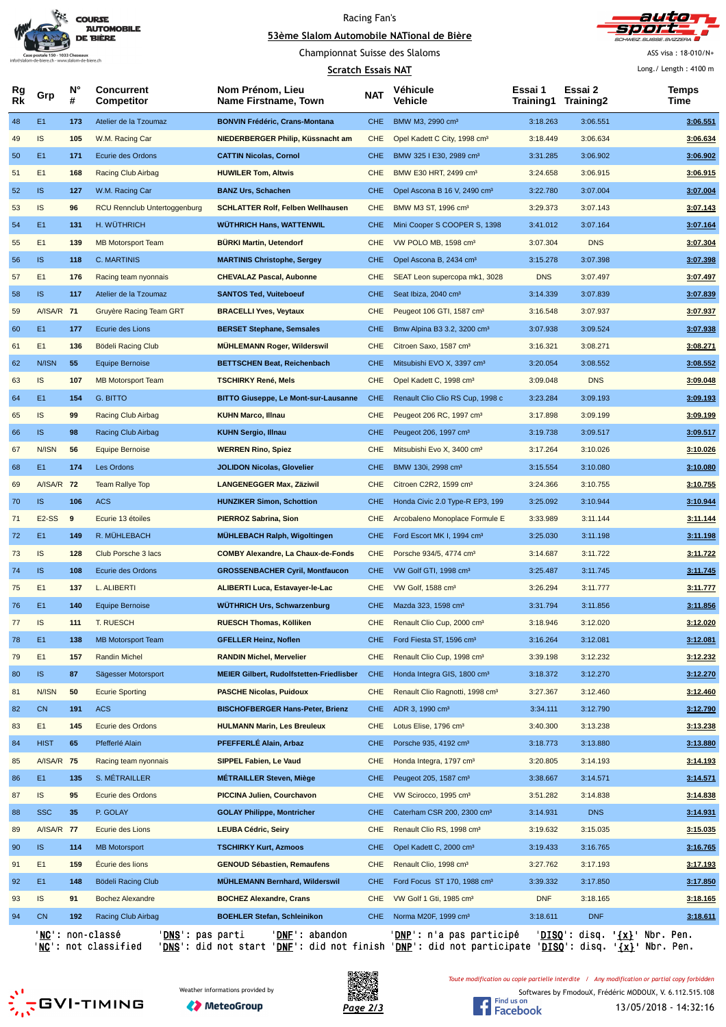Racing Fan's

## 53ème Slalom Automobile NATional de Bière

Championnat Suisse des Slaloms

### Scratch Essais NAT

ASS visa : 18-010/N+

Long./ Length : 4100 m

| Rg Rk | Grp | N° # | Concurrent Competitor | Nom Prénom, Lieu Name Firstname, Town | NAT | Véhicule Vehicle | Essai 1 Training1 | Essai 2 Training2 | Temps Time |
|---|---|---|---|---|---|---|---|---|---|
| 48 | E1 | 173 | Atelier de la Tzoumaz | **BONVIN Frédéric, Crans-Montana** | CHE | BMW M3, 2990 cm³ | 3:18.263 | 3:06.551 | **3:06.551** |
| 49 | IS | 105 | W.M. Racing Car | **NIEDERBERGER Philip, Küssnacht am** | CHE | Opel Kadett C City, 1998 cm³ | 3:18.449 | 3:06.634 | **3:06.634** |
| 50 | E1 | 171 | Ecurie des Ordons | **CATTIN Nicolas, Cornol** | CHE | BMW 325 I E30, 2989 cm³ | 3:31.285 | 3:06.902 | **3:06.902** |
| 51 | E1 | 168 | Racing Club Airbag | **HUWILER Tom, Altwis** | CHE | BMW E30 HRT, 2499 cm³ | 3:24.658 | 3:06.915 | **3:06.915** |
| 52 | IS | 127 | W.M. Racing Car | **BANZ Urs, Schachen** | CHE | Opel Ascona B 16 V, 2490 cm³ | 3:22.780 | 3:07.004 | **3:07.004** |
| 53 | IS | 96 | RCU Rennclub Untertoggenburg | **SCHLATTER Rolf, Felben Wellhausen** | CHE | BMW M3 ST, 1996 cm³ | 3:29.373 | 3:07.143 | **3:07.143** |
| 54 | E1 | 131 | H. WÜTHRICH | **WÜTHRICH Hans, WATTENWIL** | CHE | Mini Cooper S COOPER S, 1398 | 3:41.012 | 3:07.164 | **3:07.164** |
| 55 | E1 | 139 | MB Motorsport Team | **BÜRKI Martin, Uetendorf** | CHE | VW POLO MB, 1598 cm³ | 3:07.304 | DNS | **3:07.304** |
| 56 | IS | 118 | C. MARTINIS | **MARTINIS Christophe, Sergey** | CHE | Opel Ascona B, 2434 cm³ | 3:15.278 | 3:07.398 | **3:07.398** |
| 57 | E1 | 176 | Racing team nyonnais | **CHEVALAZ Pascal, Aubonne** | CHE | SEAT Leon supercopa mk1, 3028 | DNS | 3:07.497 | **3:07.497** |
| 58 | IS | 117 | Atelier de la Tzoumaz | **SANTOS Ted, Vuiteboeuf** | CHE | Seat Ibiza, 2040 cm³ | 3:14.339 | 3:07.839 | **3:07.839** |
| 59 | A/ISA/R | 71 | Gruyère Racing Team GRT | **BRACELLI Yves, Veytaux** | CHE | Peugeot 106 GTI, 1587 cm³ | 3:16.548 | 3:07.937 | **3:07.937** |
| 60 | E1 | 177 | Ecurie des Lions | **BERSET Stephane, Semsales** | CHE | Bmw Alpina B3 3.2, 3200 cm³ | 3:07.938 | 3:09.524 | **3:07.938** |
| 61 | E1 | 136 | Bödeli Racing Club | **MÜHLEMANN Roger, Wilderswil** | CHE | Citroen Saxo, 1587 cm³ | 3:16.321 | 3:08.271 | **3:08.271** |
| 62 | N/ISN | 55 | Equipe Bernoise | **BETTSCHEN Beat, Reichenbach** | CHE | Mitsubishi EVO X, 3397 cm³ | 3:20.054 | 3:08.552 | **3:08.552** |
| 63 | IS | 107 | MB Motorsport Team | **TSCHIRKY René, Mels** | CHE | Opel Kadett C, 1998 cm³ | 3:09.048 | DNS | **3:09.048** |
| 64 | E1 | 154 | G. BITTO | **BITTO Giuseppe, Le Mont-sur-Lausanne** | CHE | Renault Clio Clio RS Cup, 1998 c | 3:23.284 | 3:09.193 | **3:09.193** |
| 65 | IS | 99 | Racing Club Airbag | **KUHN Marco, Illnau** | CHE | Peugeot 206 RC, 1997 cm³ | 3:17.898 | 3:09.199 | **3:09.199** |
| 66 | IS | 98 | Racing Club Airbag | **KUHN Sergio, Illnau** | CHE | Peugeot 206, 1997 cm³ | 3:19.738 | 3:09.517 | **3:09.517** |
| 67 | N/ISN | 56 | Equipe Bernoise | **WERREN Rino, Spiez** | CHE | Mitsubishi Evo X, 3400 cm³ | 3:17.264 | 3:10.026 | **3:10.026** |
| 68 | E1 | 174 | Les Ordons | **JOLIDON Nicolas, Glovelier** | CHE | BMW 130i, 2998 cm³ | 3:15.554 | 3:10.080 | **3:10.080** |
| 69 | A/ISA/R | 72 | Team Rallye Top | **LANGENEGGER Max, Zäziwil** | CHE | Citroen C2R2, 1599 cm³ | 3:24.366 | 3:10.755 | **3:10.755** |
| 70 | IS | 106 | ACS | **HUNZIKER Simon, Schottion** | CHE | Honda Civic 2.0 Type-R EP3, 199 | 3:25.092 | 3:10.944 | **3:10.944** |
| 71 | E2-SS | 9 | Ecurie 13 étoiles | **PIERROZ Sabrina, Sion** | CHE | Arcobaleno Monoplace Formule E | 3:33.989 | 3:11.144 | **3:11.144** |
| 72 | E1 | 149 | R. MÜHLEBACH | **MÜHLEBACH Ralph, Wigoltingen** | CHE | Ford Escort MK I, 1994 cm³ | 3:25.030 | 3:11.198 | **3:11.198** |
| 73 | IS | 128 | Club Porsche 3 lacs | **COMBY Alexandre, La Chaux-de-Fonds** | CHE | Porsche 934/5, 4774 cm³ | 3:14.687 | 3:11.722 | **3:11.722** |
| 74 | IS | 108 | Ecurie des Ordons | **GROSSENBACHER Cyril, Montfaucon** | CHE | VW Golf GTI, 1998 cm³ | 3:25.487 | 3:11.745 | **3:11.745** |
| 75 | E1 | 137 | L. ALIBERTI | **ALIBERTI Luca, Estavayer-le-Lac** | CHE | VW Golf, 1588 cm³ | 3:26.294 | 3:11.777 | **3:11.777** |
| 76 | E1 | 140 | Equipe Bernoise | **WÜTHRICH Urs, Schwarzenburg** | CHE | Mazda 323, 1598 cm³ | 3:31.794 | 3:11.856 | **3:11.856** |
| 77 | IS | 111 | T. RUESCH | **RUESCH Thomas, Kölliken** | CHE | Renault Clio Cup, 2000 cm³ | 3:18.946 | 3:12.020 | **3:12.020** |
| 78 | E1 | 138 | MB Motorsport Team | **GFELLER Heinz, Noflen** | CHE | Ford Fiesta ST, 1596 cm³ | 3:16.264 | 3:12.081 | **3:12.081** |
| 79 | E1 | 157 | Randin Michel | **RANDIN Michel, Mervelier** | CHE | Renault Clio Cup, 1998 cm³ | 3:39.198 | 3:12.232 | **3:12.232** |
| 80 | IS | 87 | Sägesser Motorsport | **MEIER Gilbert, Rudolfstetten-Friedlisber** | CHE | Honda Integra GIS, 1800 cm³ | 3:18.372 | 3:12.270 | **3:12.270** |
| 81 | N/ISN | 50 | Ecurie Sporting | **PASCHE Nicolas, Puidoux** | CHE | Renault Clio Ragnotti, 1998 cm³ | 3:27.367 | 3:12.460 | **3:12.460** |
| 82 | CN | 191 | ACS | **BISCHOFBERGER Hans-Peter, Brienz** | CHE | ADR 3, 1990 cm³ | 3:34.111 | 3:12.790 | **3:12.790** |
| 83 | E1 | 145 | Ecurie des Ordons | **HULMANN Marin, Les Breuleux** | CHE | Lotus Elise, 1796 cm³ | 3:40.300 | 3:13.238 | **3:13.238** |
| 84 | HIST | 65 | Pfefferlé Alain | **PFEFFERLÉ Alain, Arbaz** | CHE | Porsche 935, 4192 cm³ | 3:18.773 | 3:13.880 | **3:13.880** |
| 85 | A/ISA/R | 75 | Racing team nyonnais | **SIPPEL Fabien, Le Vaud** | CHE | Honda Integra, 1797 cm³ | 3:20.805 | 3:14.193 | **3:14.193** |
| 86 | E1 | 135 | S. MÉTRAILLER | **MÉTRAILLER Steven, Miège** | CHE | Peugeot 205, 1587 cm³ | 3:38.667 | 3:14.571 | **3:14.571** |
| 87 | IS | 95 | Ecurie des Ordons | **PICCINA Julien, Courchavon** | CHE | VW Scirocco, 1995 cm³ | 3:51.282 | 3:14.838 | **3:14.838** |
| 88 | SSC | 35 | P. GOLAY | **GOLAY Philippe, Montricher** | CHE | Caterham CSR 200, 2300 cm³ | 3:14.931 | DNS | **3:14.931** |
| 89 | A/ISA/R | 77 | Ecurie des Lions | **LEUBA Cédric, Seiry** | CHE | Renault Clio RS, 1998 cm³ | 3:19.632 | 3:15.035 | **3:15.035** |
| 90 | IS | 114 | MB Motorsport | **TSCHIRKY Kurt, Azmoos** | CHE | Opel Kadett C, 2000 cm³ | 3:19.433 | 3:16.765 | **3:16.765** |
| 91 | E1 | 159 | Écurie des lions | **GENOUD Sébastien, Remaufens** | CHE | Renault Clio, 1998 cm³ | 3:27.762 | 3:17.193 | **3:17.193** |
| 92 | E1 | 148 | Bödeli Racing Club | **MÜHLEMANN Bernhard, Wilderswil** | CHE | Ford Focus ST 170, 1988 cm³ | 3:39.332 | 3:17.850 | **3:17.850** |
| 93 | IS | 91 | Bochez Alexandre | **BOCHEZ Alexandre, Crans** | CHE | VW Golf 1 Gti, 1985 cm³ | DNF | 3:18.165 | **3:18.165** |
| 94 | CN | 192 | Racing Club Airbag | **BOEHLER Stefan, Schleinikon** | CHE | Norma M20F, 1999 cm³ | 3:18.611 | DNF | **3:18.611** |

'NC': non-classé 'DNS': pas parti 'DNF': abandon 'DNP': n'a pas participé 'DISQ': disq. '{x}' Nbr. Pen.
'NC': not classified 'DNS': did not start 'DNF': did not finish 'DNP': did not participate 'DISQ': disq. '{x}' Nbr. Pen.

Weather informations provided by MeteoGroup

Toute modification ou copie partielle interdite / Any modification or partial copy forbidden

Softwares by FmodouX, Frédéric MODOUX, V. 6.112.515.108

13/05/2018 - 14:32:16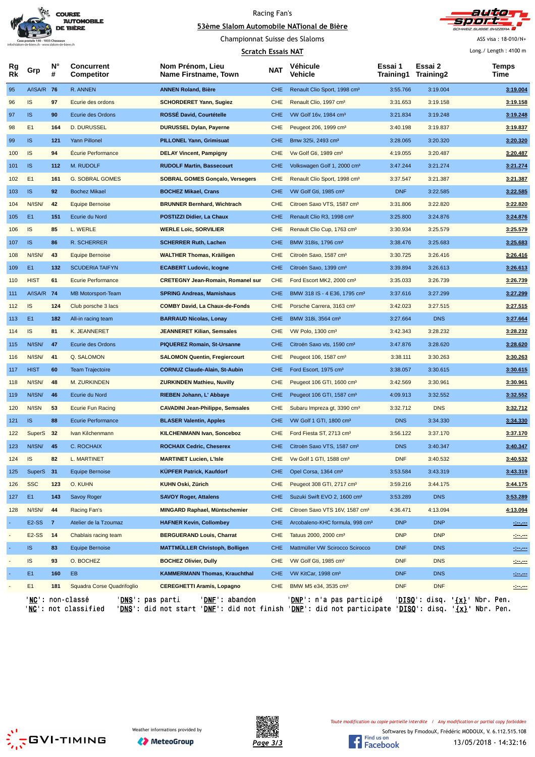Racing Fan's

# 53ème Slalom Automobile NATional de Bière

Championnat Suisse des Slaloms

## Scratch Essais NAT

ASS visa : 18-010/N+

Long./ Length : 4100 m

| Rg Rk | Grp | N° # | Concurrent Competitor | Nom Prénom, Lieu Name Firstname, Town | NAT | Véhicule Vehicle | Essai 1 Training1 | Essai 2 Training2 | Temps Time |
|---|---|---|---|---|---|---|---|---|---|
| 95 | A/ISA/R | 76 | R. ANNEN | ANNEN Roland, Bière | CHE | Renault Clio Sport, 1998 cm³ | 3:55.766 | 3:19.004 | 3:19.004 |
| 96 | IS | 97 | Ecurie des ordons | SCHORDERET Yann, Sugiez | CHE | Renault Clio, 1997 cm³ | 3:31.653 | 3:19.158 | 3:19.158 |
| 97 | IS | 90 | Ecurie des Ordons | ROSSÉ David, Courtételle | CHE | VW Golf 16v, 1984 cm³ | 3:21.834 | 3:19.248 | 3:19.248 |
| 98 | E1 | 164 | D. DURUSSEL | DURUSSEL Dylan, Payerne | CHE | Peugeot 206, 1999 cm³ | 3:40.198 | 3:19.837 | 3:19.837 |
| 99 | IS | 121 | Yann Pillonel | PILLONEL Yann, Grimisuat | CHE | Bmw 325i, 2493 cm³ | 3:28.065 | 3:20.320 | 3:20.320 |
| 100 | IS | 94 | Écurie Performance | DELAY Vincent, Pampigny | CHE | Vw Golf Gti, 1989 cm³ | 4:19.055 | 3:20.487 | 3:20.487 |
| 101 | IS | 112 | M. RUDOLF | RUDOLF Martin, Bassecourt | CHE | Volkswagen Golf 1, 2000 cm³ | 3:47.244 | 3:21.274 | 3:21.274 |
| 102 | E1 | 161 | G. SOBRAL GOMES | SOBRAL GOMES Gonçalo, Versegers | CHE | Renault Clio Sport, 1998 cm³ | 3:37.547 | 3:21.387 | 3:21.387 |
| 103 | IS | 92 | Bochez Mikael | BOCHEZ Mikael, Crans | CHE | VW Golf Gti, 1985 cm³ | DNF | 3:22.585 | 3:22.585 |
| 104 | N/ISN/ | 42 | Equipe Bernoise | BRUNNER Bernhard, Wichtrach | CHE | Citroen Saxo VTS, 1587 cm³ | 3:31.806 | 3:22.820 | 3:22.820 |
| 105 | E1 | 151 | Ecurie du Nord | POSTIZZI Didier, La Chaux | CHE | Renault Clio R3, 1998 cm³ | 3:25.800 | 3:24.876 | 3:24.876 |
| 106 | IS | 85 | L. WERLE | WERLE Loïc, SORVILIER | CHE | Renault Clio Cup, 1763 cm³ | 3:30.934 | 3:25.579 | 3:25.579 |
| 107 | IS | 86 | R. SCHERRER | SCHERRER Ruth, Lachen | CHE | BMW 318is, 1796 cm³ | 3:38.476 | 3:25.683 | 3:25.683 |
| 108 | N/ISN/ | 43 | Equipe Bernoise | WALTHER Thomas, Kräiligen | CHE | Citroën Saxo, 1587 cm³ | 3:30.725 | 3:26.416 | 3:26.416 |
| 109 | E1 | 132 | SCUDERIA TAIFYN | ECABERT Ludovic, Icogne | CHE | Citroën Saxo, 1399 cm³ | 3:39.894 | 3:26.613 | 3:26.613 |
| 110 | HIST | 61 | Ecurie Performance | CRETEGNY Jean-Romain, Romanel sur | CHE | Ford Escort MK2, 2000 cm³ | 3:35.033 | 3:26.739 | 3:26.739 |
| 111 | A/ISA/R | 74 | MB Motorsport-Team | SPRING Andreas, Mamishaus | CHE | BMW 318 IS - 4 E36, 1795 cm³ | 3:37.616 | 3:27.299 | 3:27.299 |
| 112 | IS | 124 | Club porsche 3 lacs | COMBY David, La Chaux-de-Fonds | CHE | Porsche Carrera, 3163 cm³ | 3:42.023 | 3:27.515 | 3:27.515 |
| 113 | E1 | 182 | All-in racing team | BARRAUD Nicolas, Lonay | CHE | BMW 318i, 3564 cm³ | 3:27.664 | DNS | 3:27.664 |
| 114 | IS | 81 | K. JEANNERET | JEANNERET Kilian, Semsales | CHE | VW Polo, 1300 cm³ | 3:42.343 | 3:28.232 | 3:28.232 |
| 115 | N/ISN/ | 47 | Ecurie des Ordons | PIQUEREZ Romain, St-Ursanne | CHE | Citroën Saxo vts, 1590 cm³ | 3:47.876 | 3:28.620 | 3:28.620 |
| 116 | N/ISN/ | 41 | Q. SALOMON | SALOMON Quentin, Fregiercourt | CHE | Peugeot 106, 1587 cm³ | 3:38.111 | 3:30.263 | 3:30.263 |
| 117 | HIST | 60 | Team Trajectoire | CORNUZ Claude-Alain, St-Aubin | CHE | Ford Escort, 1975 cm³ | 3:38.057 | 3:30.615 | 3:30.615 |
| 118 | N/ISN/ | 48 | M. ZURKINDEN | ZURKINDEN Mathieu, Nuvilly | CHE | Peugeot 106 GTI, 1600 cm³ | 3:42.569 | 3:30.961 | 3:30.961 |
| 119 | N/ISN/ | 46 | Ecurie du Nord | RIEBEN Johann, L' Abbaye | CHE | Peugeot 106 GTI, 1587 cm³ | 4:09.913 | 3:32.552 | 3:32.552 |
| 120 | N/ISN | 53 | Ecurie Fun Racing | CAVADINI Jean-Philippe, Semsales | CHE | Subaru Impreza gt, 3390 cm³ | 3:32.712 | DNS | 3:32.712 |
| 121 | IS | 88 | Ecurie Performance | BLASER Valentin, Apples | CHE | VW Golf 1 GTI, 1800 cm³ | DNS | 3:34.330 | 3:34.330 |
| 122 | SuperS | 32 | Ivan Kilchenmann | KILCHENMANN Ivan, Sonceboz | CHE | Ford Fiesta ST, 2713 cm³ | 3:56.122 | 3:37.170 | 3:37.170 |
| 123 | N/ISN/ | 45 | C. ROCHAIX | ROCHAIX Cedric, Cheserex | CHE | Citroën Saxo VTS, 1587 cm³ | DNS | 3:40.347 | 3:40.347 |
| 124 | IS | 82 | L. MARTINET | MARTINET Lucien, L'Isle | CHE | Vw Golf 1 GTI, 1588 cm³ | DNF | 3:40.532 | 3:40.532 |
| 125 | SuperS | 31 | Equipe Bernoise | KÜPFER Patrick, Kaufdorf | CHE | Opel Corsa, 1364 cm³ | 3:53.584 | 3:43.319 | 3:43.319 |
| 126 | SSC | 123 | O. KUHN | KUHN Oski, Zürich | CHE | Peugeot 308 GTI, 2717 cm³ | 3:59.216 | 3:44.175 | 3:44.175 |
| 127 | E1 | 143 | Savoy Roger | SAVOY Roger, Attalens | CHE | Suzuki Swift EVO 2, 1600 cm³ | 3:53.289 | DNS | 3:53.289 |
| 128 | N/ISN/ | 44 | Racing Fan's | MINGARD Raphael, Müntschemier | CHE | Citroen Saxo VTS 16V, 1587 cm³ | 4:36.471 | 4:13.094 | 4:13.094 |
| - | E2-SS | 7 | Atelier de la Tzoumaz | HAFNER Kevin, Collombey | CHE | Arcobaleno-KHC formula, 998 cm³ | DNP | DNP | -:--.--- |
| - | E2-SS | 14 | Chablais racing team | BERGUERAND Louis, Charrat | CHE | Tatuus 2000, 2000 cm³ | DNP | DNP | -:--.--- |
| - | IS | 83 | Equipe Bernoise | MATTMÜLLER Christoph, Bolligen | CHE | Mattmüller VW Scirocco Scirocco | DNF | DNS | -:--.--- |
| - | IS | 93 | O. BOCHEZ | BOCHEZ Olivier, Dully | CHE | VW Golf Gti, 1985 cm³ | DNF | DNS | -:--.--- |
| - | E1 | 160 | EB | KAMMERMANN Thomas, Krauchthal | CHE | VW KitCar, 1998 cm³ | DNF | DNS | -:--.--- |
| - | E1 | 181 | Squadra Corse Quadrifoglio | CEREGHETTI Aramis, Lopagno | CHE | BMW M5 e34, 3535 cm³ | DNF | DNF | -:--.--- |

'NC': non-classé 'DNS': pas parti 'DNF': abandon 'DNP': n'a pas participé 'DISQ': disq. '{x}' Nbr. Pen.
'NC': not classified 'DNS': did not start 'DNF': did not finish 'DNP': did not participate 'DISQ': disq. '{x}' Nbr. Pen.

Weather informations provided by MeteoGroup

Toute modification ou copie partielle interdite / Any modification or partial copy forbidden

Softwares by FmodouX, Frédéric MODOUX, V. 6.112.515.108

13/05/2018 - 14:32:16